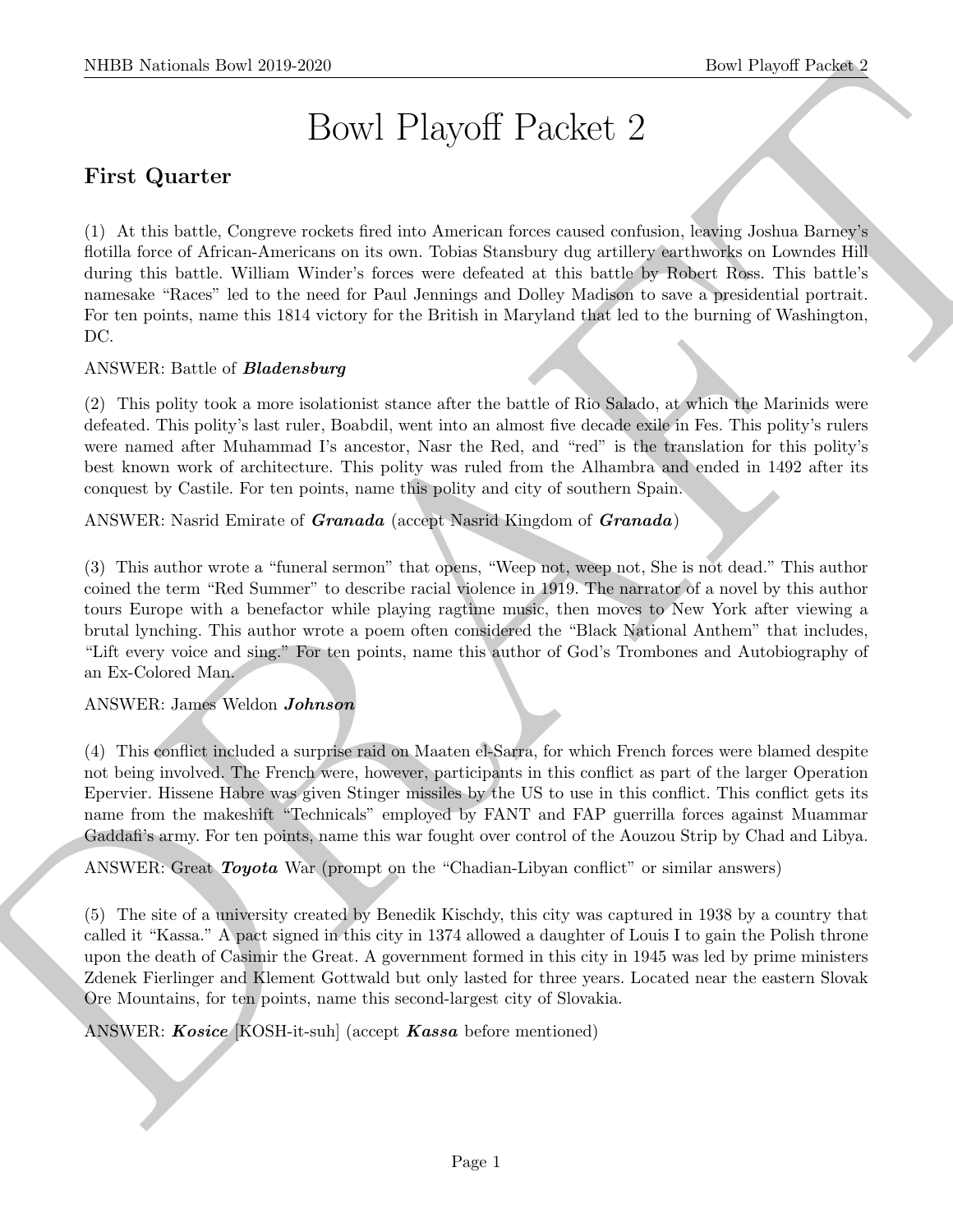// Bowl Playoff Packet 2

## First Quarter

(1) At this battle, Congreve rockets fired into American forces caused confusion, leaving Joshua Barney's flotilla force of African-Americans on its own. Tobias Stansbury dug artillery earthworks on Lowndes Hill during this battle. William Winder's forces were defeated at this battle by Robert Ross. This battle's namesake "Races" led to the need for Paul Jennings and Dolley Madison to save a presidential portrait. For ten points, name this 1814 victory for the British in Maryland that led to the burning of Washington, DC.

ANSWER: Battle of ***Bladensburg***

(2) This polity took a more isolationist stance after the battle of Rio Salado, at which the Marinids were defeated. This polity's last ruler, Boabdil, went into an almost five decade exile in Fes. This polity's rulers were named after Muhammad I's ancestor, Nasr the Red, and "red" is the translation for this polity's best known work of architecture. This polity was ruled from the Alhambra and ended in 1492 after its conquest by Castile. For ten points, name this polity and city of southern Spain.

ANSWER: Nasrid Emirate of ***Granada*** (accept Nasrid Kingdom of ***Granada***)

(3) This author wrote a "funeral sermon" that opens, "Weep not, weep not, She is not dead." This author coined the term "Red Summer" to describe racial violence in 1919. The narrator of a novel by this author tours Europe with a benefactor while playing ragtime music, then moves to New York after viewing a brutal lynching. This author wrote a poem often considered the "Black National Anthem" that includes, "Lift every voice and sing." For ten points, name this author of God's Trombones and Autobiography of an Ex-Colored Man.

ANSWER: James Weldon ***Johnson***

(4) This conflict included a surprise raid on Maaten el-Sarra, for which French forces were blamed despite not being involved. The French were, however, participants in this conflict as part of the larger Operation Epervier. Hissene Habre was given Stinger missiles by the US to use in this conflict. This conflict gets its name from the makeshift "Technicals" employed by FANT and FAP guerrilla forces against Muammar Gaddafi's army. For ten points, name this war fought over control of the Aouzou Strip by Chad and Libya.

ANSWER: Great ***Toyota*** War (prompt on the "Chadian-Libyan conflict" or similar answers)

(5) The site of a university created by Benedik Kischdy, this city was captured in 1938 by a country that called it "Kassa." A pact signed in this city in 1374 allowed a daughter of Louis I to gain the Polish throne upon the death of Casimir the Great. A government formed in this city in 1945 was led by prime ministers Zdenek Fierlinger and Klement Gottwald but only lasted for three years. Located near the eastern Slovak Ore Mountains, for ten points, name this second-largest city of Slovakia.

ANSWER: ***Kosice*** [KOSH-it-suh] (accept ***Kassa*** before mentioned)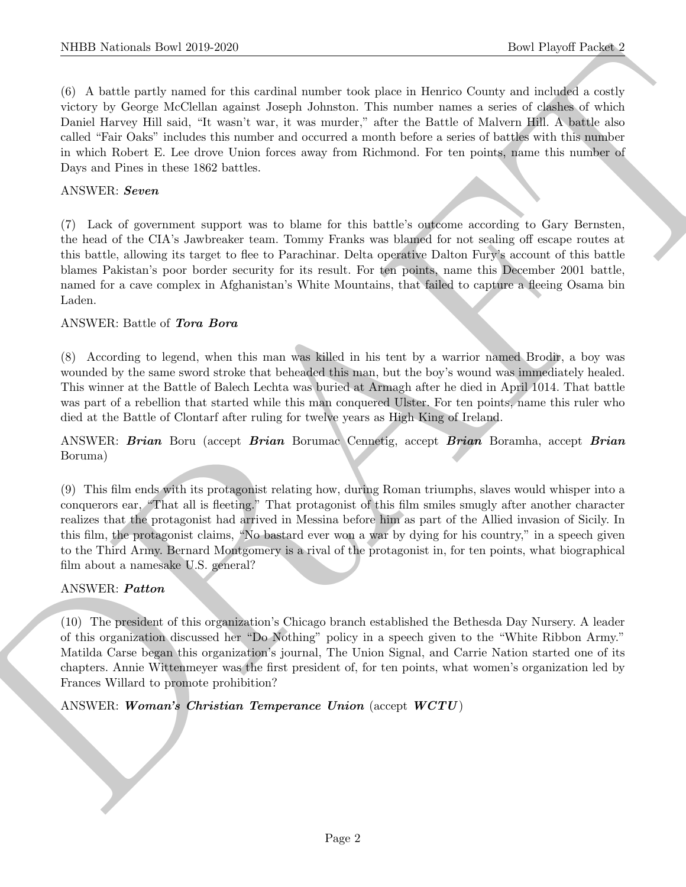(6) A battle partly named for this cardinal number took place in Henrico County and included a costly victory by George McClellan against Joseph Johnston. This number names a series of clashes of which Daniel Harvey Hill said, "It wasn't war, it was murder," after the Battle of Malvern Hill. A battle also called "Fair Oaks" includes this number and occurred a month before a series of battles with this number in which Robert E. Lee drove Union forces away from Richmond. For ten points, name this number of Days and Pines in these 1862 battles.

ANSWER: ***Seven***

(7) Lack of government support was to blame for this battle's outcome according to Gary Bernsten, the head of the CIA's Jawbreaker team. Tommy Franks was blamed for not sealing off escape routes at this battle, allowing its target to flee to Parachinar. Delta operative Dalton Fury's account of this battle blames Pakistan's poor border security for its result. For ten points, name this December 2001 battle, named for a cave complex in Afghanistan's White Mountains, that failed to capture a fleeing Osama bin Laden.

ANSWER: Battle of ***Tora Bora***

(8) According to legend, when this man was killed in his tent by a warrior named Brodir, a boy was wounded by the same sword stroke that beheaded this man, but the boy's wound was immediately healed. This winner at the Battle of Balech Lechta was buried at Armagh after he died in April 1014. That battle was part of a rebellion that started while this man conquered Ulster. For ten points, name this ruler who died at the Battle of Clontarf after ruling for twelve years as High King of Ireland.

ANSWER: ***Brian*** Boru (accept ***Brian*** Borumac Cennetig, accept ***Brian*** Boramha, accept ***Brian*** Boruma)

(9) This film ends with its protagonist relating how, during Roman triumphs, slaves would whisper into a conquerors ear, "That all is fleeting." That protagonist of this film smiles smugly after another character realizes that the protagonist had arrived in Messina before him as part of the Allied invasion of Sicily. In this film, the protagonist claims, "No bastard ever won a war by dying for his country," in a speech given to the Third Army. Bernard Montgomery is a rival of the protagonist in, for ten points, what biographical film about a namesake U.S. general?

ANSWER: ***Patton***

(10) The president of this organization's Chicago branch established the Bethesda Day Nursery. A leader of this organization discussed her "Do Nothing" policy in a speech given to the "White Ribbon Army." Matilda Carse began this organization's journal, The Union Signal, and Carrie Nation started one of its chapters. Annie Wittenmeyer was the first president of, for ten points, what women's organization led by Frances Willard to promote prohibition?

ANSWER: ***Woman's Christian Temperance Union*** (accept ***WCTU***)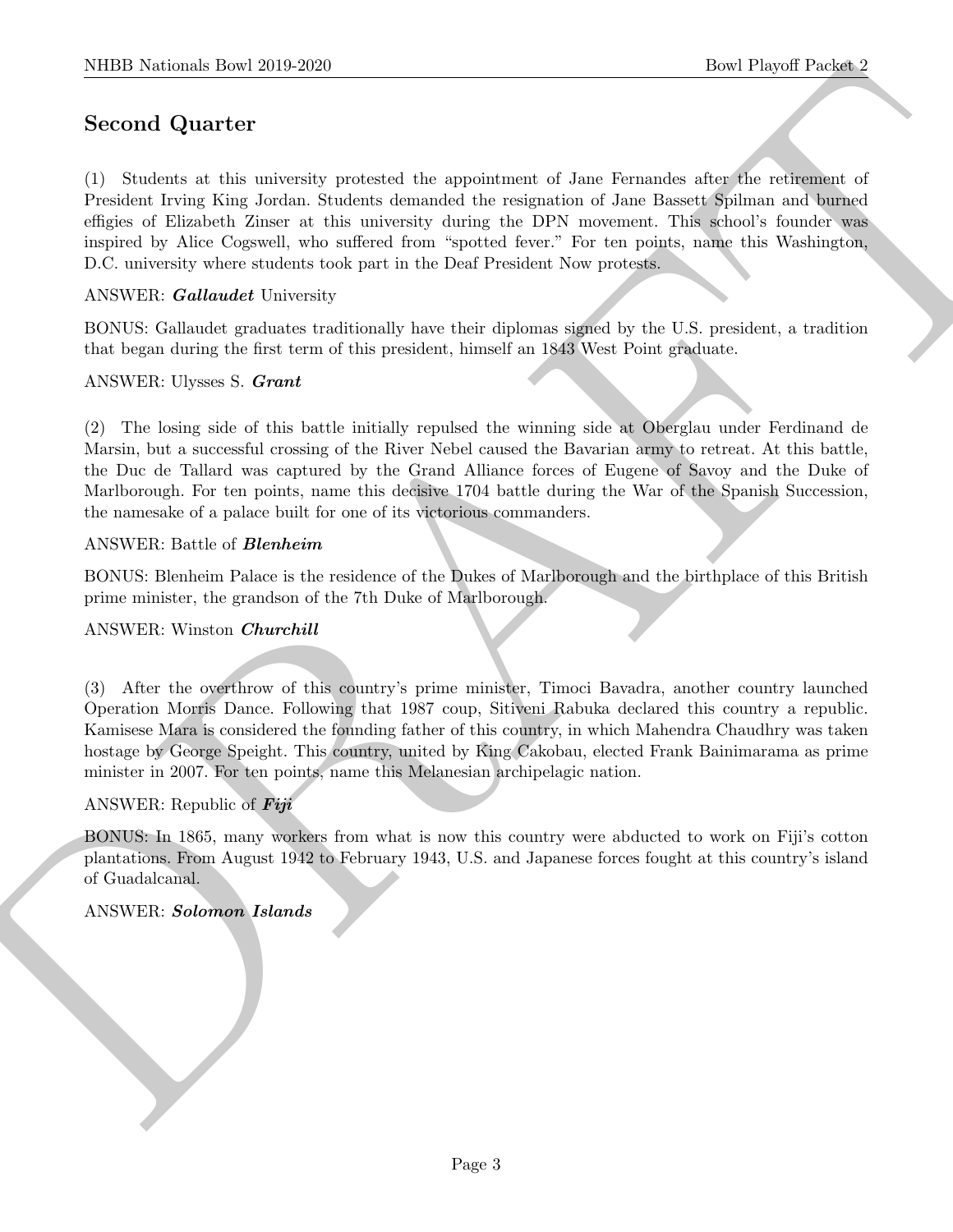## Second Quarter

(1) Students at this university protested the appointment of Jane Fernandes after the retirement of President Irving King Jordan. Students demanded the resignation of Jane Bassett Spilman and burned effigies of Elizabeth Zinser at this university during the DPN movement. This school's founder was inspired by Alice Cogswell, who suffered from "spotted fever." For ten points, name this Washington, D.C. university where students took part in the Deaf President Now protests.

ANSWER: ***Gallaudet*** University

BONUS: Gallaudet graduates traditionally have their diplomas signed by the U.S. president, a tradition that began during the first term of this president, himself an 1843 West Point graduate.

ANSWER: Ulysses S. ***Grant***

(2) The losing side of this battle initially repulsed the winning side at Oberglau under Ferdinand de Marsin, but a successful crossing of the River Nebel caused the Bavarian army to retreat. At this battle, the Duc de Tallard was captured by the Grand Alliance forces of Eugene of Savoy and the Duke of Marlborough. For ten points, name this decisive 1704 battle during the War of the Spanish Succession, the namesake of a palace built for one of its victorious commanders.

ANSWER: Battle of ***Blenheim***

BONUS: Blenheim Palace is the residence of the Dukes of Marlborough and the birthplace of this British prime minister, the grandson of the 7th Duke of Marlborough.

ANSWER: Winston ***Churchill***

(3) After the overthrow of this country's prime minister, Timoci Bavadra, another country launched Operation Morris Dance. Following that 1987 coup, Sitiveni Rabuka declared this country a republic. Kamisese Mara is considered the founding father of this country, in which Mahendra Chaudhry was taken hostage by George Speight. This country, united by King Cakobau, elected Frank Bainimarama as prime minister in 2007. For ten points, name this Melanesian archipelagic nation.

ANSWER: Republic of ***Fiji***

BONUS: In 1865, many workers from what is now this country were abducted to work on Fiji's cotton plantations. From August 1942 to February 1943, U.S. and Japanese forces fought at this country's island of Guadalcanal.

ANSWER: ***Solomon Islands***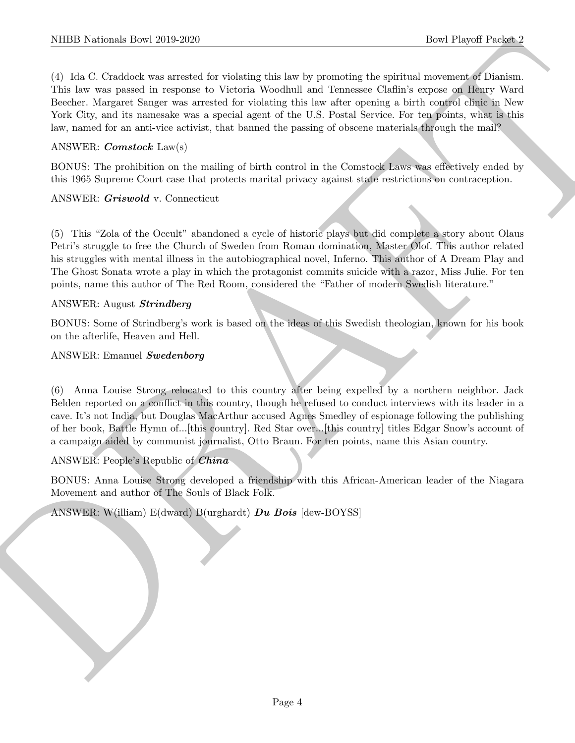(4) Ida C. Craddock was arrested for violating this law by promoting the spiritual movement of Dianism. This law was passed in response to Victoria Woodhull and Tennessee Claflin's expose on Henry Ward Beecher. Margaret Sanger was arrested for violating this law after opening a birth control clinic in New York City, and its namesake was a special agent of the U.S. Postal Service. For ten points, what is this law, named for an anti-vice activist, that banned the passing of obscene materials through the mail?

ANSWER: ***Comstock*** Law(s)

BONUS: The prohibition on the mailing of birth control in the Comstock Laws was effectively ended by this 1965 Supreme Court case that protects marital privacy against state restrictions on contraception.

ANSWER: ***Griswold*** v. Connecticut

(5) This "Zola of the Occult" abandoned a cycle of historic plays but did complete a story about Olaus Petri's struggle to free the Church of Sweden from Roman domination, Master Olof. This author related his struggles with mental illness in the autobiographical novel, Inferno. This author of A Dream Play and The Ghost Sonata wrote a play in which the protagonist commits suicide with a razor, Miss Julie. For ten points, name this author of The Red Room, considered the "Father of modern Swedish literature."

ANSWER: August ***Strindberg***

BONUS: Some of Strindberg's work is based on the ideas of this Swedish theologian, known for his book on the afterlife, Heaven and Hell.

ANSWER: Emanuel ***Swedenborg***

(6) Anna Louise Strong relocated to this country after being expelled by a northern neighbor. Jack Belden reported on a conflict in this country, though he refused to conduct interviews with its leader in a cave. It's not India, but Douglas MacArthur accused Agnes Smedley of espionage following the publishing of her book, Battle Hymn of...[this country]. Red Star over...[this country] titles Edgar Snow's account of a campaign aided by communist journalist, Otto Braun. For ten points, name this Asian country.

ANSWER: People's Republic of ***China***

BONUS: Anna Louise Strong developed a friendship with this African-American leader of the Niagara Movement and author of The Souls of Black Folk.

ANSWER: W(illiam) E(dward) B(urghardt) ***Du Bois*** [dew-BOYSS]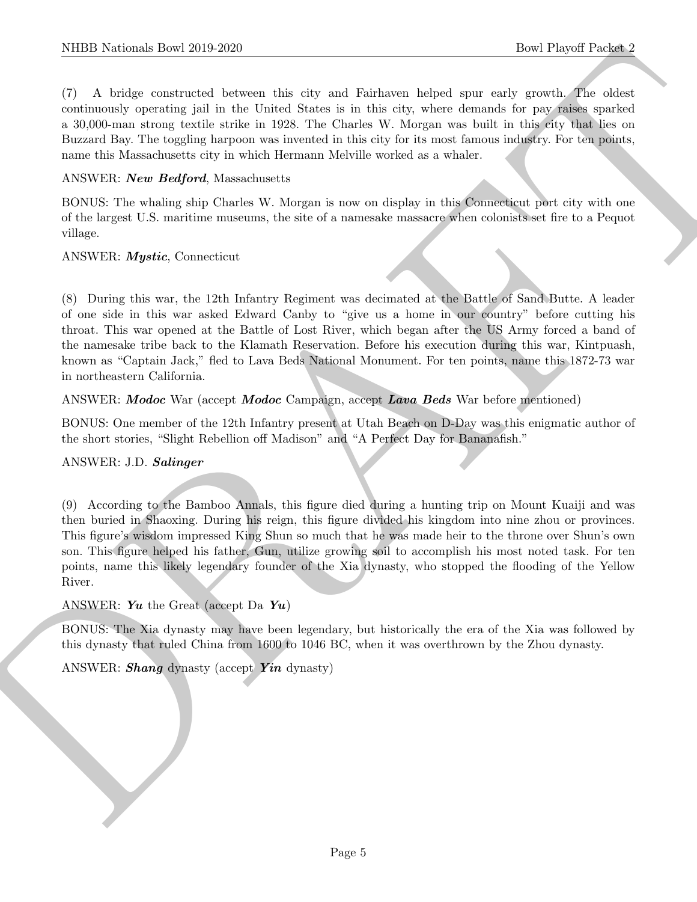(7) A bridge constructed between this city and Fairhaven helped spur early growth. The oldest continuously operating jail in the United States is in this city, where demands for pay raises sparked a 30,000-man strong textile strike in 1928. The Charles W. Morgan was built in this city that lies on Buzzard Bay. The toggling harpoon was invented in this city for its most famous industry. For ten points, name this Massachusetts city in which Hermann Melville worked as a whaler.

ANSWER: ***New Bedford***, Massachusetts

BONUS: The whaling ship Charles W. Morgan is now on display in this Connecticut port city with one of the largest U.S. maritime museums, the site of a namesake massacre when colonists set fire to a Pequot village.

ANSWER: ***Mystic***, Connecticut

(8) During this war, the 12th Infantry Regiment was decimated at the Battle of Sand Butte. A leader of one side in this war asked Edward Canby to "give us a home in our country" before cutting his throat. This war opened at the Battle of Lost River, which began after the US Army forced a band of the namesake tribe back to the Klamath Reservation. Before his execution during this war, Kintpuash, known as "Captain Jack," fled to Lava Beds National Monument. For ten points, name this 1872-73 war in northeastern California.

ANSWER: ***Modoc*** War (accept ***Modoc*** Campaign, accept ***Lava Beds*** War before mentioned)

BONUS: One member of the 12th Infantry present at Utah Beach on D-Day was this enigmatic author of the short stories, "Slight Rebellion off Madison" and "A Perfect Day for Bananafish."

ANSWER: J.D. ***Salinger***

(9) According to the Bamboo Annals, this figure died during a hunting trip on Mount Kuaiji and was then buried in Shaoxing. During his reign, this figure divided his kingdom into nine zhou or provinces. This figure's wisdom impressed King Shun so much that he was made heir to the throne over Shun's own son. This figure helped his father, Gun, utilize growing soil to accomplish his most noted task. For ten points, name this likely legendary founder of the Xia dynasty, who stopped the flooding of the Yellow River.

ANSWER: ***Yu*** the Great (accept Da ***Yu***)

BONUS: The Xia dynasty may have been legendary, but historically the era of the Xia was followed by this dynasty that ruled China from 1600 to 1046 BC, when it was overthrown by the Zhou dynasty.

ANSWER: ***Shang*** dynasty (accept ***Yin*** dynasty)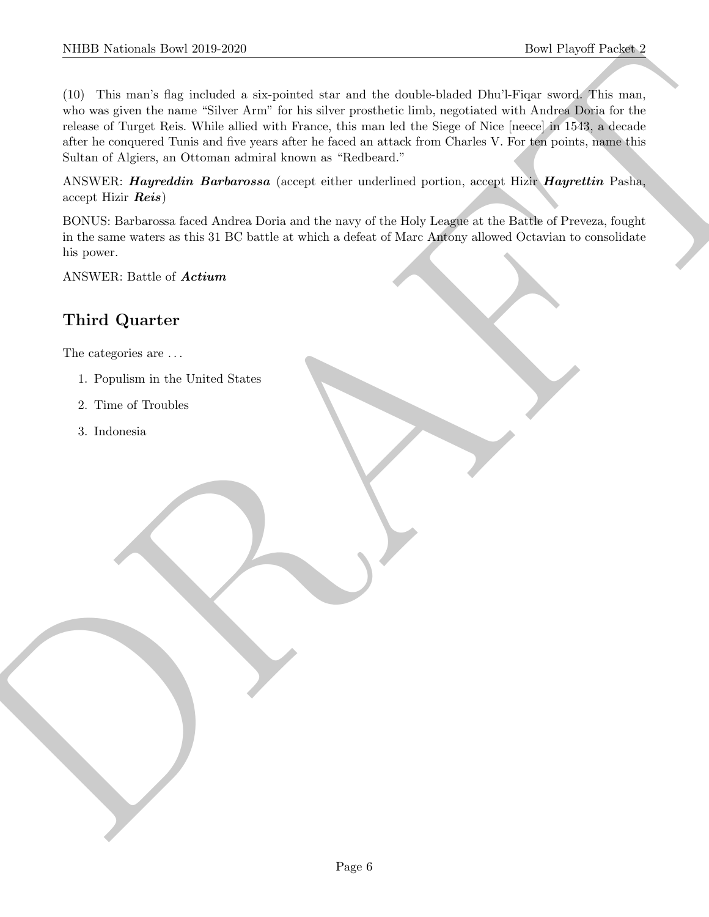(10) This man's flag included a six-pointed star and the double-bladed Dhu'l-Fiqar sword. This man, who was given the name "Silver Arm" for his silver prosthetic limb, negotiated with Andrea Doria for the release of Turget Reis. While allied with France, this man led the Siege of Nice [neece] in 1543, a decade after he conquered Tunis and five years after he faced an attack from Charles V. For ten points, name this Sultan of Algiers, an Ottoman admiral known as "Redbeard."

ANSWER: ***Hayreddin Barbarossa*** (accept either underlined portion, accept Hizir ***Hayrettin*** Pasha, accept Hizir ***Reis***)

BONUS: Barbarossa faced Andrea Doria and the navy of the Holy League at the Battle of Preveza, fought in the same waters as this 31 BC battle at which a defeat of Marc Antony allowed Octavian to consolidate his power.

ANSWER: Battle of ***Actium***

## Third Quarter

The categories are . . .

1. Populism in the United States
2. Time of Troubles
3. Indonesia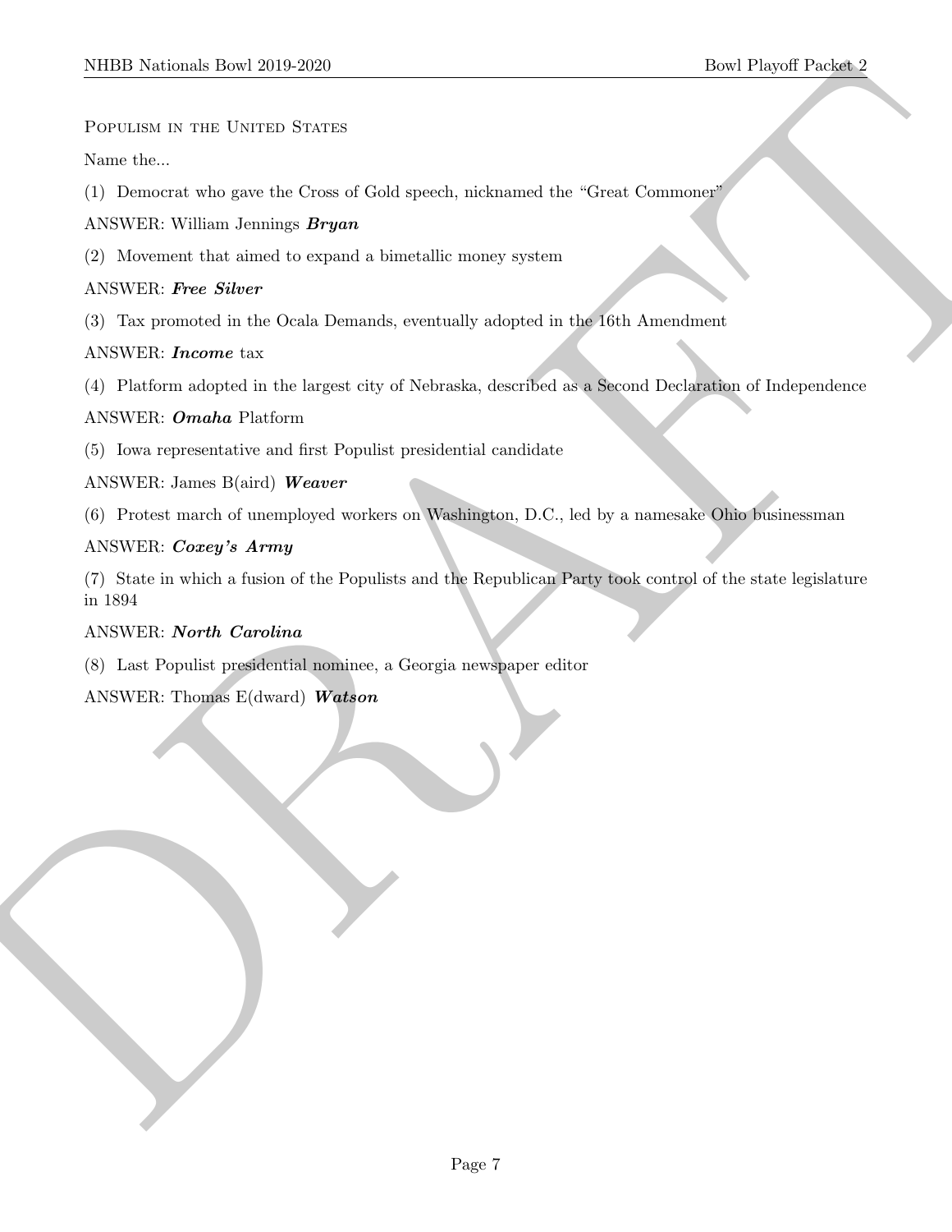Populism in the United States

Name the...

(1) Democrat who gave the Cross of Gold speech, nicknamed the "Great Commoner"

ANSWER: William Jennings ***Bryan***

(2) Movement that aimed to expand a bimetallic money system

ANSWER: ***Free Silver***

(3) Tax promoted in the Ocala Demands, eventually adopted in the 16th Amendment

ANSWER: ***Income*** tax

(4) Platform adopted in the largest city of Nebraska, described as a Second Declaration of Independence

ANSWER: ***Omaha*** Platform

(5) Iowa representative and first Populist presidential candidate

ANSWER: James B(aird) ***Weaver***

(6) Protest march of unemployed workers on Washington, D.C., led by a namesake Ohio businessman

ANSWER: ***Coxey's Army***

(7) State in which a fusion of the Populists and the Republican Party took control of the state legislature in 1894

ANSWER: ***North Carolina***

(8) Last Populist presidential nominee, a Georgia newspaper editor

ANSWER: Thomas E(dward) ***Watson***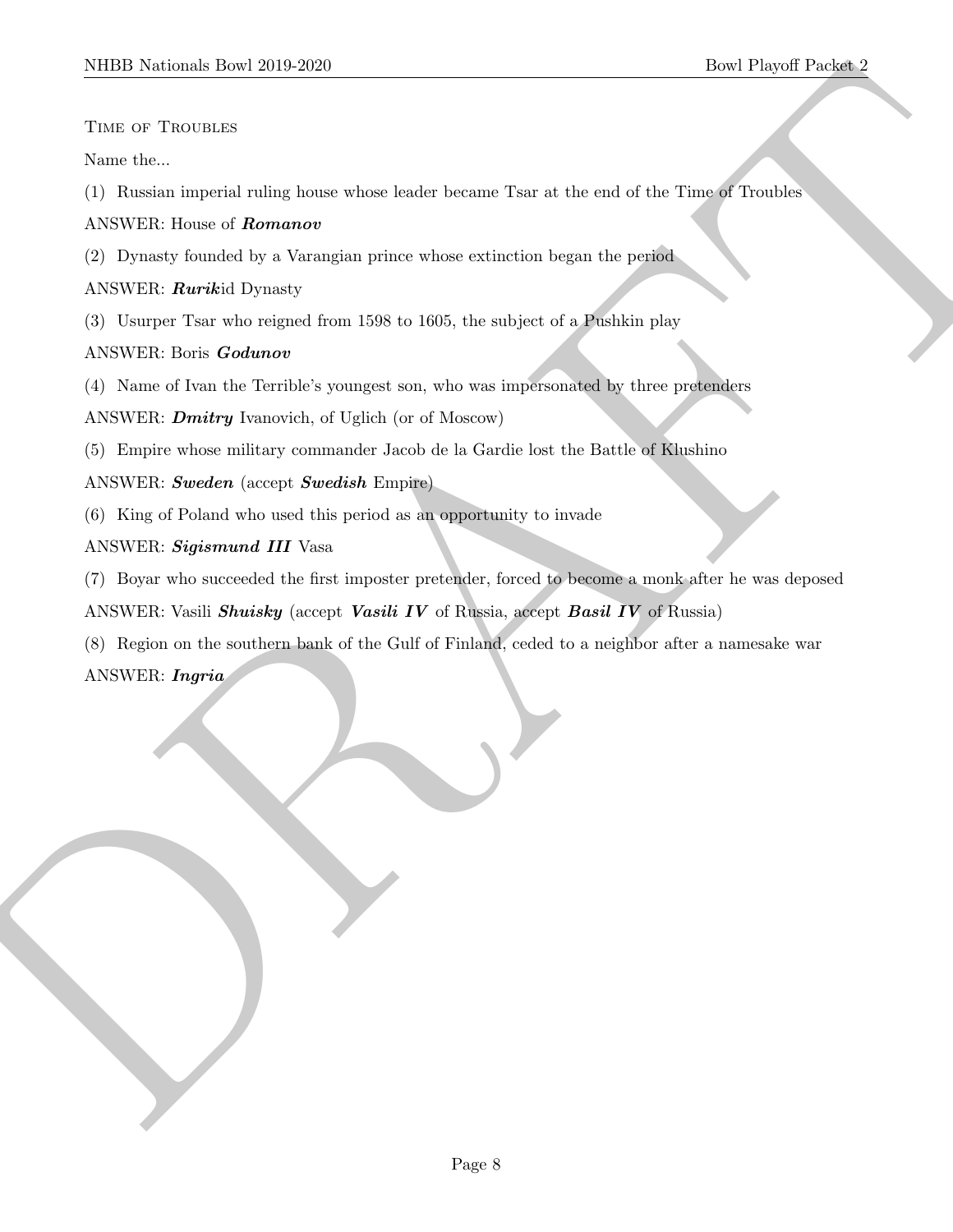Time of Troubles

Name the...

(1) Russian imperial ruling house whose leader became Tsar at the end of the Time of Troubles

ANSWER: House of ***Romanov***

(2) Dynasty founded by a Varangian prince whose extinction began the period

ANSWER: ***Rurik***id Dynasty

(3) Usurper Tsar who reigned from 1598 to 1605, the subject of a Pushkin play

ANSWER: Boris ***Godunov***

(4) Name of Ivan the Terrible's youngest son, who was impersonated by three pretenders

ANSWER: ***Dmitry*** Ivanovich, of Uglich (or of Moscow)

(5) Empire whose military commander Jacob de la Gardie lost the Battle of Klushino

ANSWER: ***Sweden*** (accept ***Swedish*** Empire)

(6) King of Poland who used this period as an opportunity to invade

ANSWER: ***Sigismund III*** Vasa

(7) Boyar who succeeded the first imposter pretender, forced to become a monk after he was deposed

ANSWER: Vasili ***Shuisky*** (accept ***Vasili IV*** of Russia, accept ***Basil IV*** of Russia)

(8) Region on the southern bank of the Gulf of Finland, ceded to a neighbor after a namesake war

ANSWER: ***Ingria***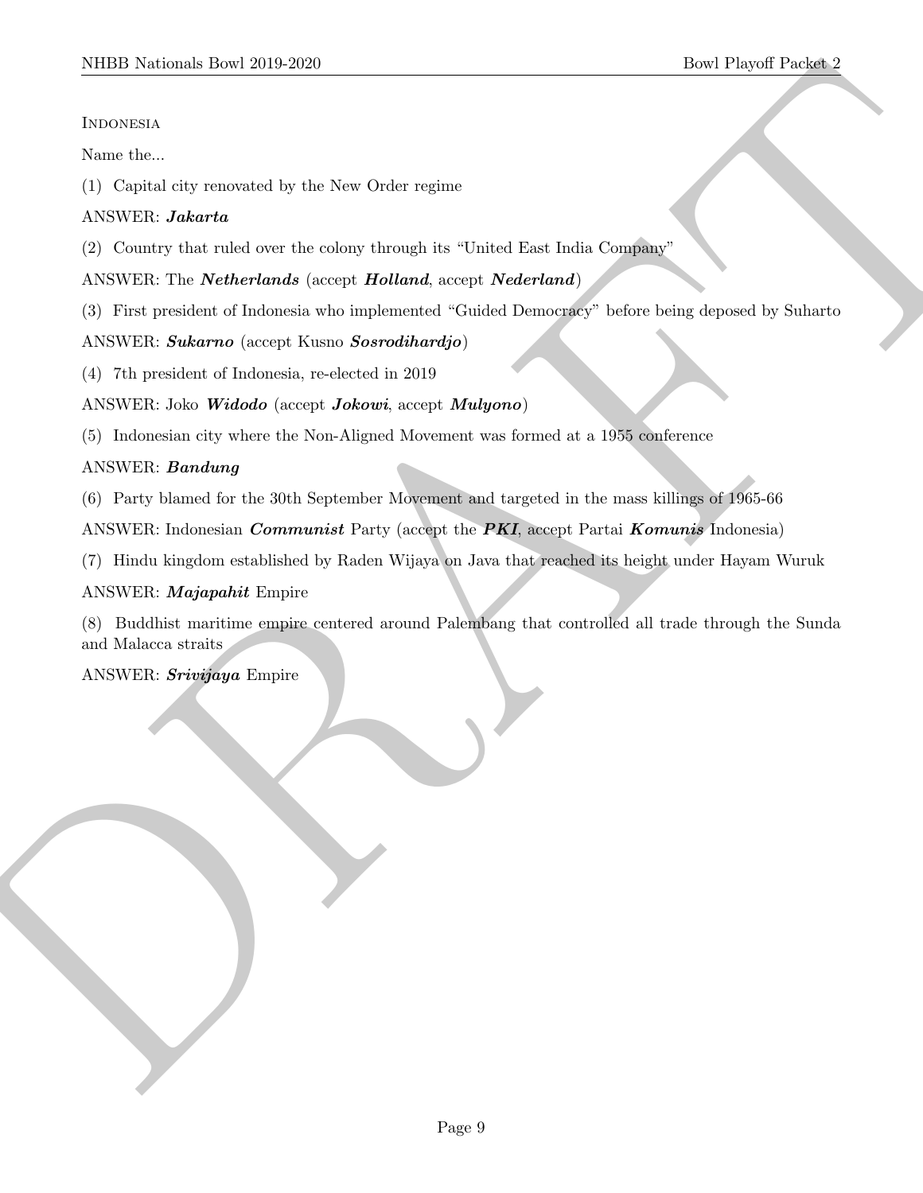Indonesia

Name the...

(1) Capital city renovated by the New Order regime

ANSWER: ***Jakarta***

(2) Country that ruled over the colony through its "United East India Company"

ANSWER: The ***Netherlands*** (accept ***Holland***, accept ***Nederland***)

(3) First president of Indonesia who implemented "Guided Democracy" before being deposed by Suharto

ANSWER: ***Sukarno*** (accept Kusno ***Sosrodihardjo***)

(4) 7th president of Indonesia, re-elected in 2019

ANSWER: Joko ***Widodo*** (accept ***Jokowi***, accept ***Mulyono***)

(5) Indonesian city where the Non-Aligned Movement was formed at a 1955 conference

ANSWER: ***Bandung***

(6) Party blamed for the 30th September Movement and targeted in the mass killings of 1965-66

ANSWER: Indonesian ***Communist*** Party (accept the ***PKI***, accept Partai ***Komunis*** Indonesia)

(7) Hindu kingdom established by Raden Wijaya on Java that reached its height under Hayam Wuruk

ANSWER: ***Majapahit*** Empire

(8) Buddhist maritime empire centered around Palembang that controlled all trade through the Sunda and Malacca straits

ANSWER: ***Srivijaya*** Empire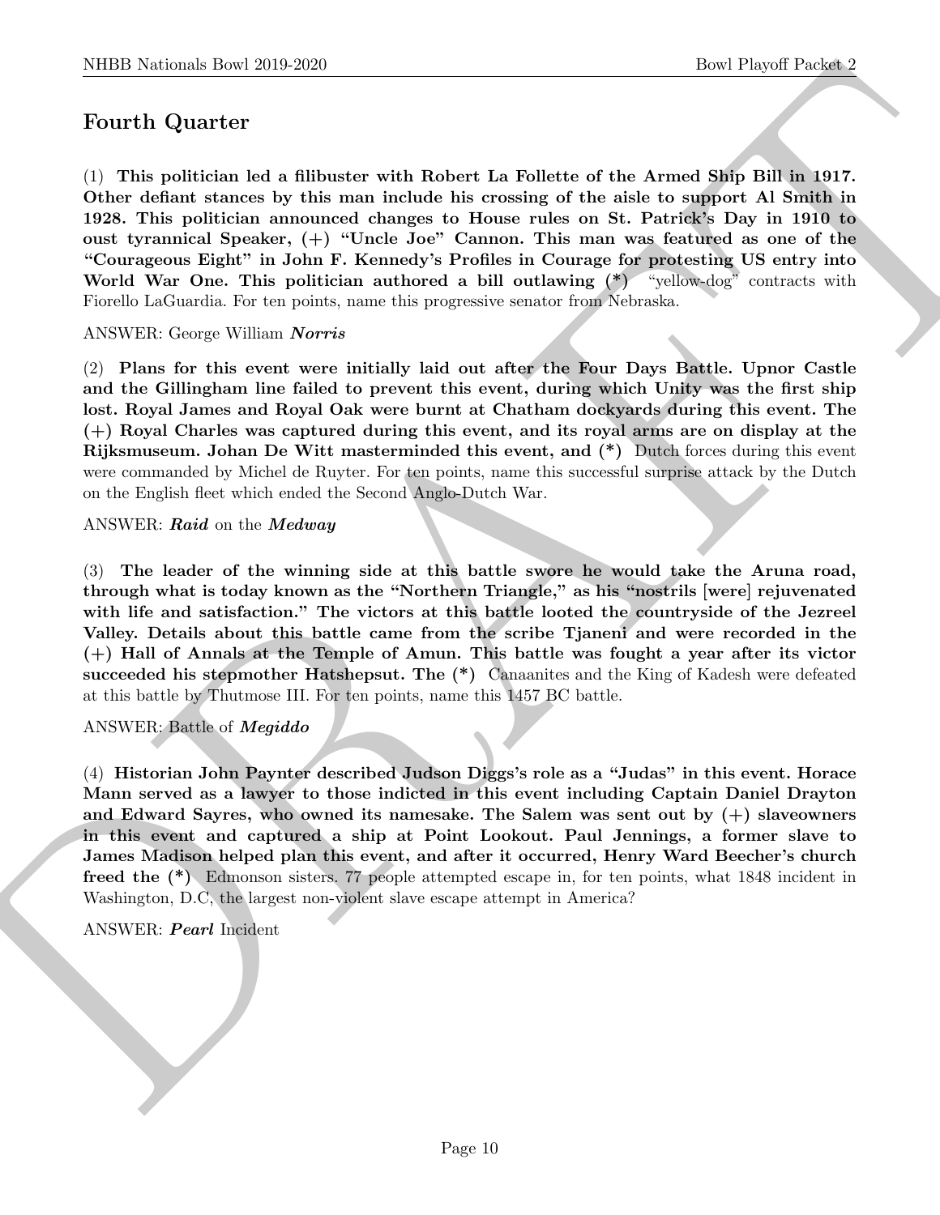## Fourth Quarter

(1) **This politician led a filibuster with Robert La Follette of the Armed Ship Bill in 1917. Other defiant stances by this man include his crossing of the aisle to support Al Smith in 1928. This politician announced changes to House rules on St. Patrick's Day in 1910 to oust tyrannical Speaker, (+) "Uncle Joe" Cannon. This man was featured as one of the "Courageous Eight" in John F. Kennedy's Profiles in Courage for protesting US entry into World War One. This politician authored a bill outlawing (*)** "yellow-dog" contracts with Fiorello LaGuardia. For ten points, name this progressive senator from Nebraska.

ANSWER: George William ***Norris***

(2) **Plans for this event were initially laid out after the Four Days Battle. Upnor Castle and the Gillingham line failed to prevent this event, during which Unity was the first ship lost. Royal James and Royal Oak were burnt at Chatham dockyards during this event. The (+) Royal Charles was captured during this event, and its royal arms are on display at the Rijksmuseum. Johan De Witt masterminded this event, and (*)** Dutch forces during this event were commanded by Michel de Ruyter. For ten points, name this successful surprise attack by the Dutch on the English fleet which ended the Second Anglo-Dutch War.

ANSWER: ***Raid*** on the ***Medway***

(3) **The leader of the winning side at this battle swore he would take the Aruna road, through what is today known as the "Northern Triangle," as his "nostrils [were] rejuvenated with life and satisfaction." The victors at this battle looted the countryside of the Jezreel Valley. Details about this battle came from the scribe Tjaneni and were recorded in the (+) Hall of Annals at the Temple of Amun. This battle was fought a year after its victor succeeded his stepmother Hatshepsut. The (*)** Canaanites and the King of Kadesh were defeated at this battle by Thutmose III. For ten points, name this 1457 BC battle.

ANSWER: Battle of ***Megiddo***

(4) **Historian John Paynter described Judson Diggs's role as a "Judas" in this event. Horace Mann served as a lawyer to those indicted in this event including Captain Daniel Drayton and Edward Sayres, who owned its namesake. The Salem was sent out by (+) slaveowners in this event and captured a ship at Point Lookout. Paul Jennings, a former slave to James Madison helped plan this event, and after it occurred, Henry Ward Beecher's church freed the (*)** Edmonson sisters. 77 people attempted escape in, for ten points, what 1848 incident in Washington, D.C, the largest non-violent slave escape attempt in America?

ANSWER: ***Pearl*** Incident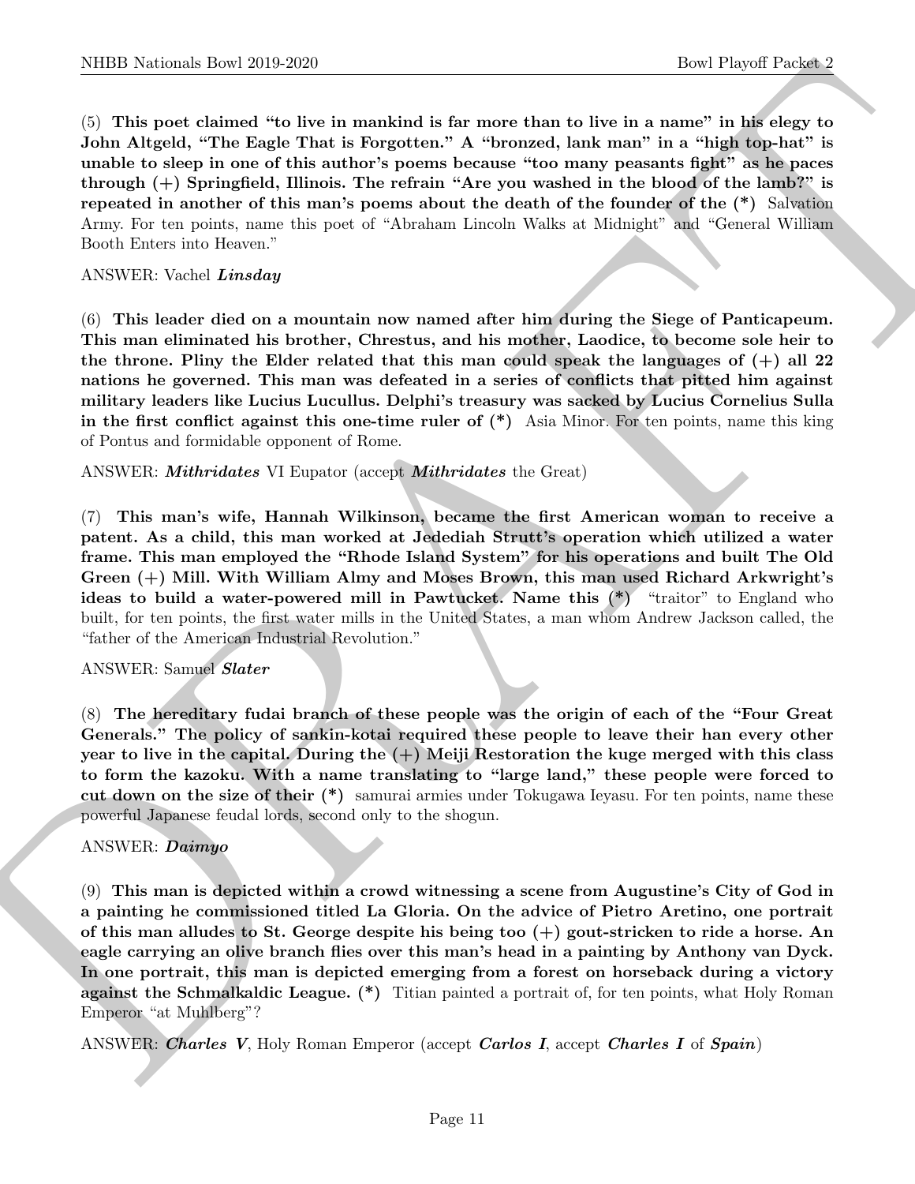(5) **This poet claimed "to live in mankind is far more than to live in a name" in his elegy to John Altgeld, "The Eagle That is Forgotten." A "bronzed, lank man" in a "high top-hat" is unable to sleep in one of this author's poems because "too many peasants fight" as he paces through (+) Springfield, Illinois. The refrain "Are you washed in the blood of the lamb?" is repeated in another of this man's poems about the death of the founder of the (*)** Salvation Army. For ten points, name this poet of "Abraham Lincoln Walks at Midnight" and "General William Booth Enters into Heaven."

ANSWER: Vachel ***Linsday***

(6) **This leader died on a mountain now named after him during the Siege of Panticapeum. This man eliminated his brother, Chrestus, and his mother, Laodice, to become sole heir to the throne. Pliny the Elder related that this man could speak the languages of (+) all 22 nations he governed. This man was defeated in a series of conflicts that pitted him against military leaders like Lucius Lucullus. Delphi's treasury was sacked by Lucius Cornelius Sulla in the first conflict against this one-time ruler of (*)** Asia Minor. For ten points, name this king of Pontus and formidable opponent of Rome.

ANSWER: ***Mithridates*** VI Eupator (accept ***Mithridates*** the Great)

(7) **This man's wife, Hannah Wilkinson, became the first American woman to receive a patent. As a child, this man worked at Jedediah Strutt's operation which utilized a water frame. This man employed the "Rhode Island System" for his operations and built The Old Green (+) Mill. With William Almy and Moses Brown, this man used Richard Arkwright's ideas to build a water-powered mill in Pawtucket. Name this (*)** "traitor" to England who built, for ten points, the first water mills in the United States, a man whom Andrew Jackson called, the "father of the American Industrial Revolution."

ANSWER: Samuel ***Slater***

(8) **The hereditary fudai branch of these people was the origin of each of the "Four Great Generals." The policy of sankin-kotai required these people to leave their han every other year to live in the capital. During the (+) Meiji Restoration the kuge merged with this class to form the kazoku. With a name translating to "large land," these people were forced to cut down on the size of their (*)** samurai armies under Tokugawa Ieyasu. For ten points, name these powerful Japanese feudal lords, second only to the shogun.

ANSWER: ***Daimyo***

(9) **This man is depicted within a crowd witnessing a scene from Augustine's City of God in a painting he commissioned titled La Gloria. On the advice of Pietro Aretino, one portrait of this man alludes to St. George despite his being too (+) gout-stricken to ride a horse. An eagle carrying an olive branch flies over this man's head in a painting by Anthony van Dyck. In one portrait, this man is depicted emerging from a forest on horseback during a victory against the Schmalkaldic League. (*)** Titian painted a portrait of, for ten points, what Holy Roman Emperor "at Muhlberg"?

ANSWER: ***Charles V***, Holy Roman Emperor (accept ***Carlos I***, accept ***Charles I*** of ***Spain***)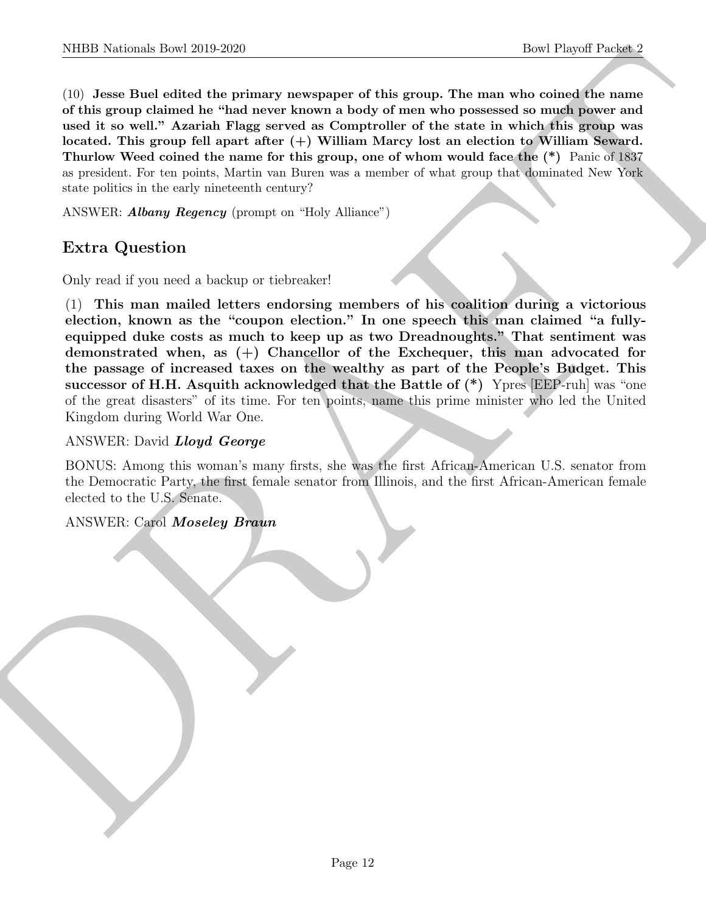(10) **Jesse Buel edited the primary newspaper of this group. The man who coined the name of this group claimed he "had never known a body of men who possessed so much power and used it so well." Azariah Flagg served as Comptroller of the state in which this group was located. This group fell apart after (+) William Marcy lost an election to William Seward. Thurlow Weed coined the name for this group, one of whom would face the (*)** Panic of 1837 as president. For ten points, Martin van Buren was a member of what group that dominated New York state politics in the early nineteenth century?

ANSWER: ***Albany Regency*** (prompt on "Holy Alliance")

## Extra Question

Only read if you need a backup or tiebreaker!

(1) **This man mailed letters endorsing members of his coalition during a victorious election, known as the "coupon election." In one speech this man claimed "a fully-equipped duke costs as much to keep up as two Dreadnoughts." That sentiment was demonstrated when, as (+) Chancellor of the Exchequer, this man advocated for the passage of increased taxes on the wealthy as part of the People's Budget. This successor of H.H. Asquith acknowledged that the Battle of (*)** Ypres [EEP-ruh] was "one of the great disasters" of its time. For ten points, name this prime minister who led the United Kingdom during World War One.

ANSWER: David ***Lloyd George***

BONUS: Among this woman's many firsts, she was the first African-American U.S. senator from the Democratic Party, the first female senator from Illinois, and the first African-American female elected to the U.S. Senate.

ANSWER: Carol ***Moseley Braun***